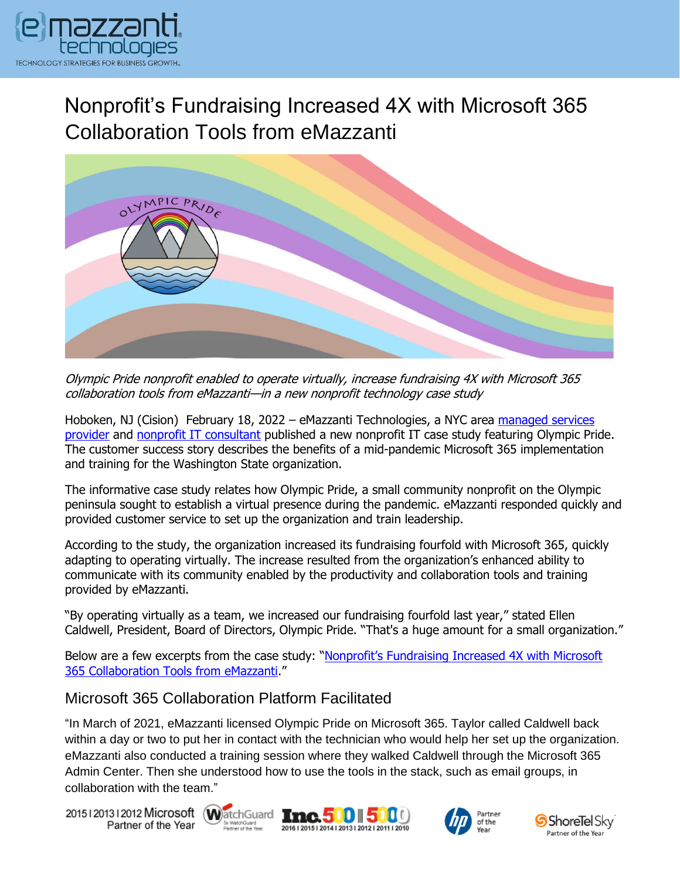# Nonprofit's Fundraising Increased 4X with Microsoft 365 Collaboration Tools from eMazzanti

*Olympic Pride nonprofit enabled to operate virtually, increase fundraising 4X with Microsoft 365 collaboration tools from eMazzanti—in a new nonprofit technology case study*

Hoboken, NJ (Cision) February 18, 2022 – eMazzanti Technologies, a NYC area managed services provider and nonprofit IT consultant published a new nonprofit IT case study featuring Olympic Pride. The customer success story describes the benefits of a mid-pandemic Microsoft 365 implementation and training for the Washington State organization.

The informative case study relates how Olympic Pride, a small community nonprofit on the Olympic peninsula sought to establish a virtual presence during the pandemic. eMazzanti responded quickly and provided customer service to set up the organization and train leadership.

According to the study, the organization increased its fundraising fourfold with Microsoft 365, quickly adapting to operating virtually. The increase resulted from the organization's enhanced ability to communicate with its community enabled by the productivity and collaboration tools and training provided by eMazzanti.

"By operating virtually as a team, we increased our fundraising fourfold last year," stated Ellen Caldwell, President, Board of Directors, Olympic Pride. "That's a huge amount for a small organization."

Below are a few excerpts from the case study: "Nonprofit's Fundraising Increased 4X with Microsoft 365 Collaboration Tools from eMazzanti."

## Microsoft 365 Collaboration Platform Facilitated

"In March of 2021, eMazzanti licensed Olympic Pride on Microsoft 365. Taylor called Caldwell back within a day or two to put her in contact with the technician who would help her set up the organization. eMazzanti also conducted a training session where they walked Caldwell through the Microsoft 365 Admin Center. Then she understood how to use the tools in the stack, such as email groups, in collaboration with the team."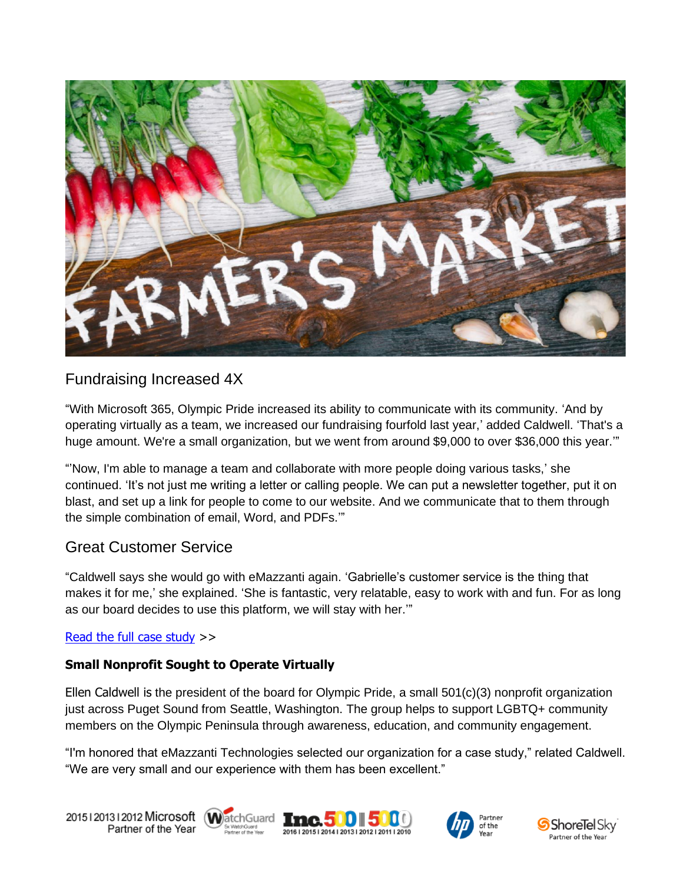## Fundraising Increased 4X

"With Microsoft 365, Olympic Pride increased its ability to communicate with its community. 'And by operating virtually as a team, we increased our fundraising fourfold last year,' added Caldwell. 'That's a huge amount. We're a small organization, but we went from around $9,000 to over $36,000 this year.'"

"'Now, I'm able to manage a team and collaborate with more people doing various tasks,' she continued. 'It's not just me writing a letter or calling people. We can put a newsletter together, put it on blast, and set up a link for people to come to our website. And we communicate that to them through the simple combination of email, Word, and PDFs.'"

## Great Customer Service

"Caldwell says she would go with eMazzanti again. 'Gabrielle's customer service is the thing that makes it for me,' she explained. 'She is fantastic, very relatable, easy to work with and fun. For as long as our board decides to use this platform, we will stay with her.'"

Read the full case study >>

**Small Nonprofit Sought to Operate Virtually**

Ellen Caldwell is the president of the board for Olympic Pride, a small 501(c)(3) nonprofit organization just across Puget Sound from Seattle, Washington. The group helps to support LGBTQ+ community members on the Olympic Peninsula through awareness, education, and community engagement.

"I'm honored that eMazzanti Technologies selected our organization for a case study," related Caldwell. "We are very small and our experience with them has been excellent."

2015 | 2013 | 2012 Microsoft Partner of the Year | WatchGuard 5x WatchGuard Partner of the Year | Inc. 500 | 5000 2016 | 2015 | 2014 | 2013 | 2012 | 2011 | 2010 | hp Partner of the Year | ShoreTel Sky Partner of the Year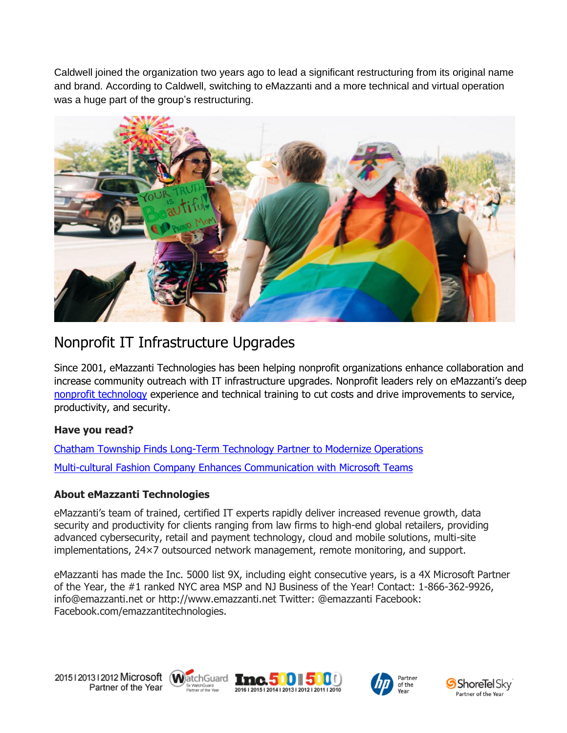Caldwell joined the organization two years ago to lead a significant restructuring from its original name and brand. According to Caldwell, switching to eMazzanti and a more technical and virtual operation was a huge part of the group's restructuring.

## Nonprofit IT Infrastructure Upgrades

Since 2001, eMazzanti Technologies has been helping nonprofit organizations enhance collaboration and increase community outreach with IT infrastructure upgrades. Nonprofit leaders rely on eMazzanti's deep nonprofit technology experience and technical training to cut costs and drive improvements to service, productivity, and security.

**Have you read?**

Chatham Township Finds Long-Term Technology Partner to Modernize Operations

Multi-cultural Fashion Company Enhances Communication with Microsoft Teams

**About eMazzanti Technologies**

eMazzanti's team of trained, certified IT experts rapidly deliver increased revenue growth, data security and productivity for clients ranging from law firms to high-end global retailers, providing advanced cybersecurity, retail and payment technology, cloud and mobile solutions, multi-site implementations, 24×7 outsourced network management, remote monitoring, and support.

eMazzanti has made the Inc. 5000 list 9X, including eight consecutive years, is a 4X Microsoft Partner of the Year, the #1 ranked NYC area MSP and NJ Business of the Year! Contact: 1-866-362-9926, info@emazzanti.net or http://www.emazzanti.net Twitter: @emazzanti Facebook: Facebook.com/emazzantitechnologies.

2015 | 2013 | 2012 Microsoft Partner of the Year

WatchGuard 5x WatchGuard Partner of the Year

Inc. 500 | 5000 2016 | 2015 | 2014 | 2013 | 2012 | 2011 | 2010

hp Partner of the Year

ShoreTel Sky Partner of the Year